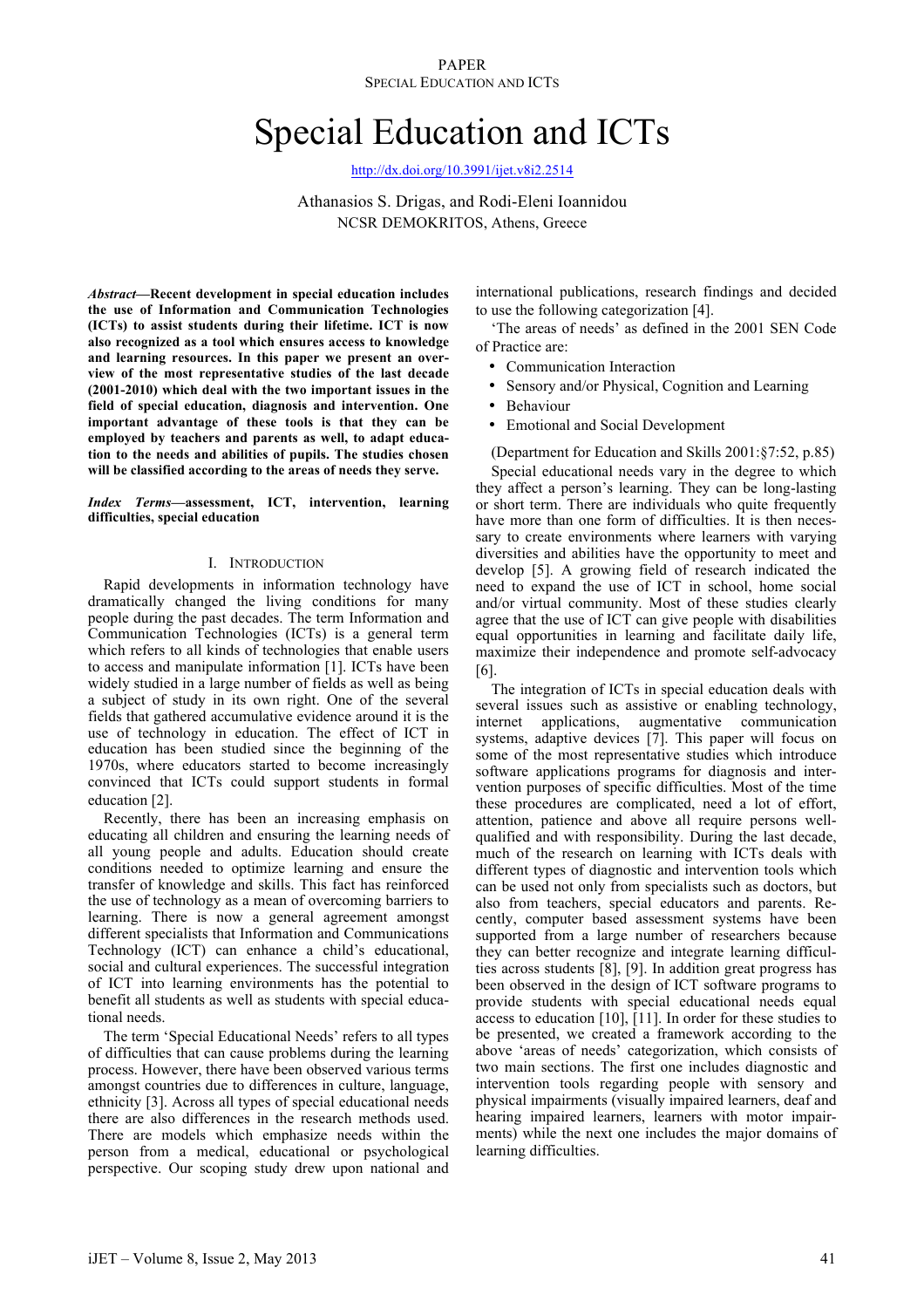# Special Education and ICTs

http://dx.doi.org/10.3991/ijet.v8i2.2514

Athanasios S. Drigas, and Rodi-Eleni Ioannidou
NCSR DEMOKRITOS, Athens, Greece

***Abstract*—Recent development in special education includes the use of Information and Communication Technologies (ICTs) to assist students during their lifetime. ICT is now also recognized as a tool which ensures access to knowledge and learning resources. In this paper we present an overview of the most representative studies of the last decade (2001-2010) which deal with the two important issues in the field of special education, diagnosis and intervention. One important advantage of these tools is that they can be employed by teachers and parents as well, to adapt education to the needs and abilities of pupils. The studies chosen will be classified according to the areas of needs they serve.**

***Index Terms*—assessment, ICT, intervention, learning difficulties, special education**

## I. INTRODUCTION

Rapid developments in information technology have dramatically changed the living conditions for many people during the past decades. The term Information and Communication Technologies (ICTs) is a general term which refers to all kinds of technologies that enable users to access and manipulate information [1]. ICTs have been widely studied in a large number of fields as well as being a subject of study in its own right. One of the several fields that gathered accumulative evidence around it is the use of technology in education. The effect of ICT in education has been studied since the beginning of the 1970s, where educators started to become increasingly convinced that ICTs could support students in formal education [2].

Recently, there has been an increasing emphasis on educating all children and ensuring the learning needs of all young people and adults. Education should create conditions needed to optimize learning and ensure the transfer of knowledge and skills. This fact has reinforced the use of technology as a mean of overcoming barriers to learning. There is now a general agreement amongst different specialists that Information and Communications Technology (ICT) can enhance a child's educational, social and cultural experiences. The successful integration of ICT into learning environments has the potential to benefit all students as well as students with special educational needs.

The term 'Special Educational Needs' refers to all types of difficulties that can cause problems during the learning process. However, there have been observed various terms amongst countries due to differences in culture, language, ethnicity [3]. Across all types of special educational needs there are also differences in the research methods used. There are models which emphasize needs within the person from a medical, educational or psychological perspective. Our scoping study drew upon national and international publications, research findings and decided to use the following categorization [4].

'The areas of needs' as defined in the 2001 SEN Code of Practice are:

- Communication Interaction
- Sensory and/or Physical, Cognition and Learning
- Behaviour
- Emotional and Social Development

(Department for Education and Skills 2001:§7:52, p.85)

Special educational needs vary in the degree to which they affect a person's learning. They can be long-lasting or short term. There are individuals who quite frequently have more than one form of difficulties. It is then necessary to create environments where learners with varying diversities and abilities have the opportunity to meet and develop [5]. A growing field of research indicated the need to expand the use of ICT in school, home social and/or virtual community. Most of these studies clearly agree that the use of ICT can give people with disabilities equal opportunities in learning and facilitate daily life, maximize their independence and promote self-advocacy [6].

The integration of ICTs in special education deals with several issues such as assistive or enabling technology, internet applications, augmentative communication systems, adaptive devices [7]. This paper will focus on some of the most representative studies which introduce software applications programs for diagnosis and intervention purposes of specific difficulties. Most of the time these procedures are complicated, need a lot of effort, attention, patience and above all require persons well-qualified and with responsibility. During the last decade, much of the research on learning with ICTs deals with different types of diagnostic and intervention tools which can be used not only from specialists such as doctors, but also from teachers, special educators and parents. Recently, computer based assessment systems have been supported from a large number of researchers because they can better recognize and integrate learning difficulties across students [8], [9]. In addition great progress has been observed in the design of ICT software programs to provide students with special educational needs equal access to education [10], [11]. In order for these studies to be presented, we created a framework according to the above 'areas of needs' categorization, which consists of two main sections. The first one includes diagnostic and intervention tools regarding people with sensory and physical impairments (visually impaired learners, deaf and hearing impaired learners, learners with motor impairments) while the next one includes the major domains of learning difficulties.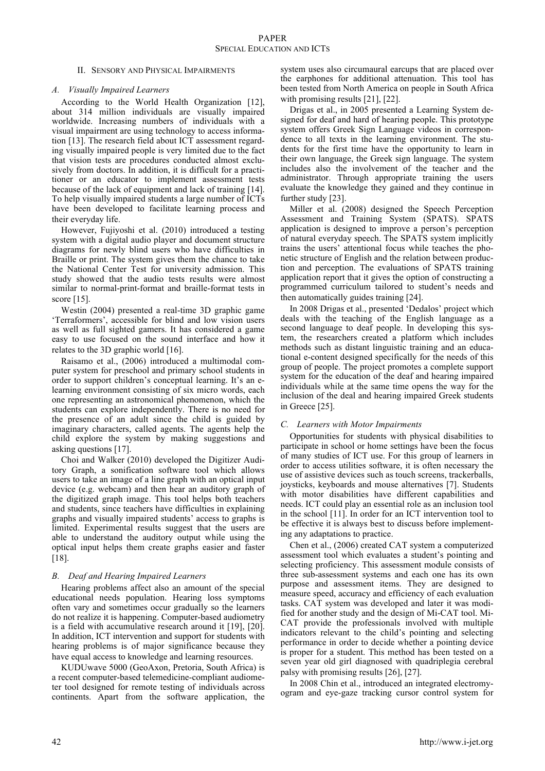## II. Sensory and Physical Impairments

### A. Visually Impaired Learners

According to the World Health Organization [12], about 314 million individuals are visually impaired worldwide. Increasing numbers of individuals with a visual impairment are using technology to access information [13]. The research field about ICT assessment regarding visually impaired people is very limited due to the fact that vision tests are procedures conducted almost exclusively from doctors. In addition, it is difficult for a practitioner or an educator to implement assessment tests because of the lack of equipment and lack of training [14]. To help visually impaired students a large number of ICTs have been developed to facilitate learning process and their everyday life.

However, Fujiyoshi et al. (2010) introduced a testing system with a digital audio player and document structure diagrams for newly blind users who have difficulties in Braille or print. The system gives them the chance to take the National Center Test for university admission. This study showed that the audio tests results were almost similar to normal-print-format and braille-format tests in score [15].

Westin (2004) presented a real-time 3D graphic game 'Terraformers', accessible for blind and low vision users as well as full sighted gamers. It has considered a game easy to use focused on the sound interface and how it relates to the 3D graphic world [16].

Raisamo et al., (2006) introduced a multimodal computer system for preschool and primary school students in order to support children's conceptual learning. It's an e-learning environment consisting of six micro words, each one representing an astronomical phenomenon, which the students can explore independently. There is no need for the presence of an adult since the child is guided by imaginary characters, called agents. The agents help the child explore the system by making suggestions and asking questions [17].

Choi and Walker (2010) developed the Digitizer Auditory Graph, a sonification software tool which allows users to take an image of a line graph with an optical input device (e.g. webcam) and then hear an auditory graph of the digitized graph image. This tool helps both teachers and students, since teachers have difficulties in explaining graphs and visually impaired students' access to graphs is limited. Experimental results suggest that the users are able to understand the auditory output while using the optical input helps them create graphs easier and faster [18].

### B. Deaf and Hearing Impaired Learners

Hearing problems affect also an amount of the special educational needs population. Hearing loss symptoms often vary and sometimes occur gradually so the learners do not realize it is happening. Computer-based audiometry is a field with accumulative research around it [19], [20]. In addition, ICT intervention and support for students with hearing problems is of major significance because they have equal access to knowledge and learning resources.

KUDUwave 5000 (GeoAxon, Pretoria, South Africa) is a recent computer-based telemedicine-compliant audiometer tool designed for remote testing of individuals across continents. Apart from the software application, the system uses also circumaural earcups that are placed over the earphones for additional attenuation. This tool has been tested from North America on people in South Africa with promising results [21], [22].

Drigas et al., in 2005 presented a Learning System designed for deaf and hard of hearing people. This prototype system offers Greek Sign Language videos in correspondence to all texts in the learning environment. The students for the first time have the opportunity to learn in their own language, the Greek sign language. The system includes also the involvement of the teacher and the administrator. Through appropriate training the users evaluate the knowledge they gained and they continue in further study [23].

Miller et al. (2008) designed the Speech Perception Assessment and Training System (SPATS). SPATS application is designed to improve a person's perception of natural everyday speech. The SPATS system implicitly trains the users' attentional focus while teaches the phonetic structure of English and the relation between production and perception. The evaluations of SPATS training application report that it gives the option of constructing a programmed curriculum tailored to student's needs and then automatically guides training [24].

In 2008 Drigas et al., presented 'Dedalos' project which deals with the teaching of the English language as a second language to deaf people. In developing this system, the researchers created a platform which includes methods such as distant linguistic training and an educational e-content designed specifically for the needs of this group of people. The project promotes a complete support system for the education of the deaf and hearing impaired individuals while at the same time opens the way for the inclusion of the deal and hearing impaired Greek students in Greece [25].

### C. Learners with Motor Impairments

Opportunities for students with physical disabilities to participate in school or home settings have been the focus of many studies of ICT use. For this group of learners in order to access utilities software, it is often necessary the use of assistive devices such as touch screens, trackerballs, joysticks, keyboards and mouse alternatives [7]. Students with motor disabilities have different capabilities and needs. ICT could play an essential role as an inclusion tool in the school [11]. In order for an ICT intervention tool to be effective it is always best to discuss before implementing any adaptations to practice.

Chen et al., (2006) created CAT system a computerized assessment tool which evaluates a student's pointing and selecting proficiency. This assessment module consists of three sub-assessment systems and each one has its own purpose and assessment items. They are designed to measure speed, accuracy and efficiency of each evaluation tasks. CAT system was developed and later it was modified for another study and the design of Mi-CAT tool. Mi-CAT provide the professionals involved with multiple indicators relevant to the child's pointing and selecting performance in order to decide whether a pointing device is proper for a student. This method has been tested on a seven year old girl diagnosed with quadriplegia cerebral palsy with promising results [26], [27].

In 2008 Chin et al., introduced an integrated electromyogram and eye-gaze tracking cursor control system for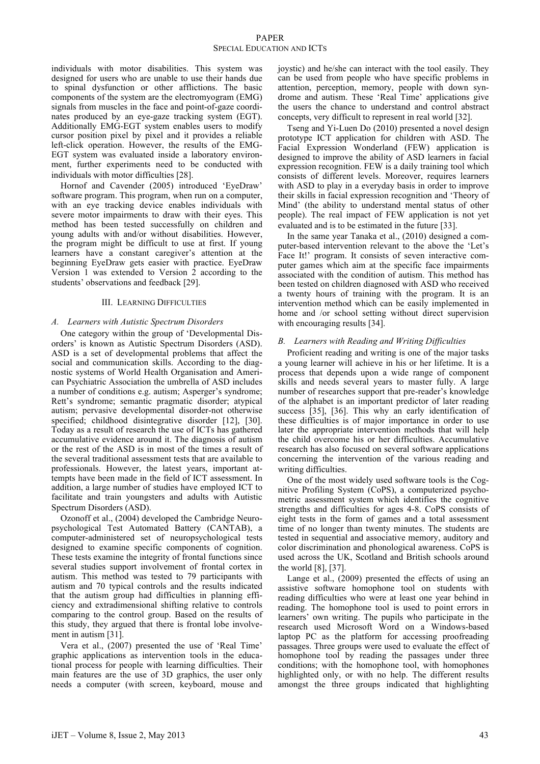individuals with motor disabilities. This system was designed for users who are unable to use their hands due to spinal dysfunction or other afflictions. The basic components of the system are the electromyogram (EMG) signals from muscles in the face and point-of-gaze coordinates produced by an eye-gaze tracking system (EGT). Additionally EMG-EGT system enables users to modify cursor position pixel by pixel and it provides a reliable left-click operation. However, the results of the EMG-EGT system was evaluated inside a laboratory environment, further experiments need to be conducted with individuals with motor difficulties [28].

Hornof and Cavender (2005) introduced 'EyeDraw' software program. This program, when run on a computer, with an eye tracking device enables individuals with severe motor impairments to draw with their eyes. This method has been tested successfully on children and young adults with and/or without disabilities. However, the program might be difficult to use at first. If young learners have a constant caregiver's attention at the beginning EyeDraw gets easier with practice. EyeDraw Version 1 was extended to Version 2 according to the students' observations and feedback [29].

## III. Learning Difficulties

### A. Learners with Autistic Spectrum Disorders

One category within the group of 'Developmental Disorders' is known as Autistic Spectrum Disorders (ASD). ASD is a set of developmental problems that affect the social and communication skills. According to the diagnostic systems of World Health Organisation and American Psychiatric Association the umbrella of ASD includes a number of conditions e.g. autism; Asperger's syndrome; Rett's syndrome; semantic pragmatic disorder; atypical autism; pervasive developmental disorder-not otherwise specified; childhood disintegrative disorder [12], [30]. Today as a result of research the use of ICTs has gathered accumulative evidence around it. The diagnosis of autism or the rest of the ASD is in most of the times a result of the several traditional assessment tests that are available to professionals. However, the latest years, important attempts have been made in the field of ICT assessment. In addition, a large number of studies have employed ICT to facilitate and train youngsters and adults with Autistic Spectrum Disorders (ASD).

Ozonoff et al., (2004) developed the Cambridge Neuropsychological Test Automated Battery (CANTAB), a computer-administered set of neuropsychological tests designed to examine specific components of cognition. These tests examine the integrity of frontal functions since several studies support involvement of frontal cortex in autism. This method was tested to 79 participants with autism and 70 typical controls and the results indicated that the autism group had difficulties in planning efficiency and extradimensional shifting relative to controls comparing to the control group. Based on the results of this study, they argued that there is frontal lobe involvement in autism [31].

Vera et al., (2007) presented the use of 'Real Time' graphic applications as intervention tools in the educational process for people with learning difficulties. Their main features are the use of 3D graphics, the user only needs a computer (with screen, keyboard, mouse and joystic) and he/she can interact with the tool easily. They can be used from people who have specific problems in attention, perception, memory, people with down syndrome and autism. These 'Real Time' applications give the users the chance to understand and control abstract concepts, very difficult to represent in real world [32].

Tseng and Yi-Luen Do (2010) presented a novel design prototype ICT application for children with ASD. The Facial Expression Wonderland (FEW) application is designed to improve the ability of ASD learners in facial expression recognition. FEW is a daily training tool which consists of different levels. Moreover, requires learners with ASD to play in a everyday basis in order to improve their skills in facial expression recognition and 'Theory of Mind' (the ability to understand mental status of other people). The real impact of FEW application is not yet evaluated and is to be estimated in the future [33].

In the same year Tanaka et al., (2010) designed a computer-based intervention relevant to the above the 'Let's Face It!' program. It consists of seven interactive computer games which aim at the specific face impairments associated with the condition of autism. This method has been tested on children diagnosed with ASD who received a twenty hours of training with the program. It is an intervention method which can be easily implemented in home and /or school setting without direct supervision with encouraging results [34].

### B. Learners with Reading and Writing Difficulties

Proficient reading and writing is one of the major tasks a young learner will achieve in his or her lifetime. It is a process that depends upon a wide range of component skills and needs several years to master fully. A large number of researches support that pre-reader's knowledge of the alphabet is an important predictor of later reading success [35], [36]. This why an early identification of these difficulties is of major importance in order to use later the appropriate intervention methods that will help the child overcome his or her difficulties. Accumulative research has also focused on several software applications concerning the intervention of the various reading and writing difficulties.

One of the most widely used software tools is the Cognitive Profiling System (CoPS), a computerized psychometric assessment system which identifies the cognitive strengths and difficulties for ages 4-8. CoPS consists of eight tests in the form of games and a total assessment time of no longer than twenty minutes. The students are tested in sequential and associative memory, auditory and color discrimination and phonological awareness. CoPS is used across the UK, Scotland and British schools around the world [8], [37].

Lange et al., (2009) presented the effects of using an assistive software homophone tool on students with reading difficulties who were at least one year behind in reading. The homophone tool is used to point errors in learners' own writing. The pupils who participate in the research used Microsoft Word on a Windows-based laptop PC as the platform for accessing proofreading passages. Three groups were used to evaluate the effect of homophone tool by reading the passages under three conditions; with the homophone tool, with homophones highlighted only, or with no help. The different results amongst the three groups indicated that highlighting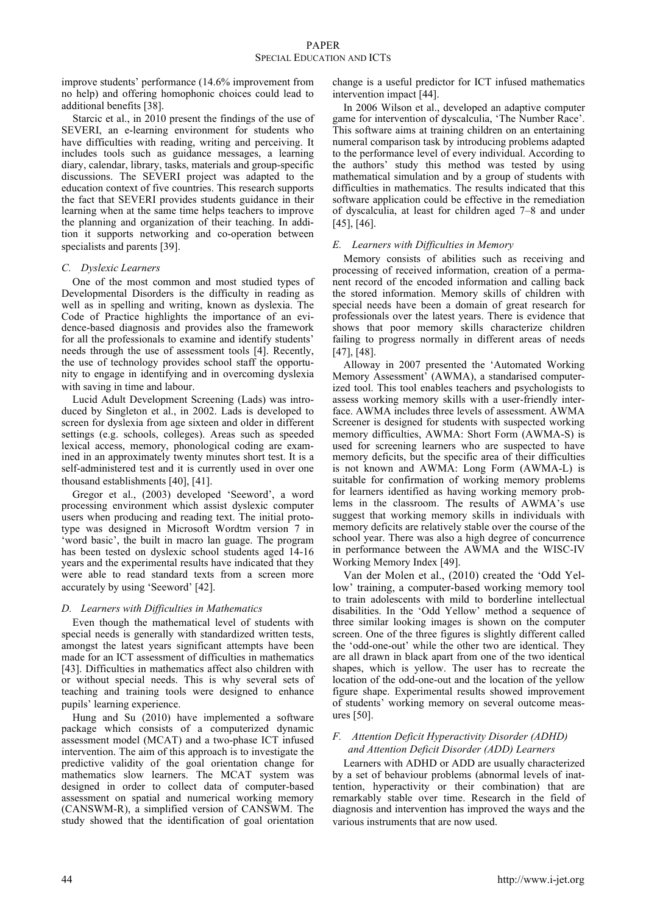improve students' performance (14.6% improvement from no help) and offering homophonic choices could lead to additional benefits [38].

Starcic et al., in 2010 present the findings of the use of SEVERI, an e-learning environment for students who have difficulties with reading, writing and perceiving. It includes tools such as guidance messages, a learning diary, calendar, library, tasks, materials and group-specific discussions. The SEVERI project was adapted to the education context of five countries. This research supports the fact that SEVERI provides students guidance in their learning when at the same time helps teachers to improve the planning and organization of their teaching. In addition it supports networking and co-operation between specialists and parents [39].

### *C. Dyslexic Learners*

One of the most common and most studied types of Developmental Disorders is the difficulty in reading as well as in spelling and writing, known as dyslexia. The Code of Practice highlights the importance of an evidence-based diagnosis and provides also the framework for all the professionals to examine and identify students' needs through the use of assessment tools [4]. Recently, the use of technology provides school staff the opportunity to engage in identifying and in overcoming dyslexia with saving in time and labour.

Lucid Adult Development Screening (Lads) was introduced by Singleton et al., in 2002. Lads is developed to screen for dyslexia from age sixteen and older in different settings (e.g. schools, colleges). Areas such as speeded lexical access, memory, phonological coding are examined in an approximately twenty minutes short test. It is a self-administered test and it is currently used in over one thousand establishments [40], [41].

Gregor et al., (2003) developed 'Seeword', a word processing environment which assist dyslexic computer users when producing and reading text. The initial prototype was designed in Microsoft Wordtm version 7 in 'word basic', the built in macro lan guage. The program has been tested on dyslexic school students aged 14-16 years and the experimental results have indicated that they were able to read standard texts from a screen more accurately by using 'Seeword' [42].

### *D. Learners with Difficulties in Mathematics*

Even though the mathematical level of students with special needs is generally with standardized written tests, amongst the latest years significant attempts have been made for an ICT assessment of difficulties in mathematics [43]. Difficulties in mathematics affect also children with or without special needs. This is why several sets of teaching and training tools were designed to enhance pupils' learning experience.

Hung and Su (2010) have implemented a software package which consists of a computerized dynamic assessment model (MCAT) and a two-phase ICT infused intervention. The aim of this approach is to investigate the predictive validity of the goal orientation change for mathematics slow learners. The MCAT system was designed in order to collect data of computer-based assessment on spatial and numerical working memory (CANSWM-R), a simplified version of CANSWM. The study showed that the identification of goal orientation change is a useful predictor for ICT infused mathematics intervention impact [44].

In 2006 Wilson et al., developed an adaptive computer game for intervention of dyscalculia, 'The Number Race'. This software aims at training children on an entertaining numeral comparison task by introducing problems adapted to the performance level of every individual. According to the authors' study this method was tested by using mathematical simulation and by a group of students with difficulties in mathematics. The results indicated that this software application could be effective in the remediation of dyscalculia, at least for children aged 7–8 and under [45], [46].

### *E. Learners with Difficulties in Memory*

Memory consists of abilities such as receiving and processing of received information, creation of a permanent record of the encoded information and calling back the stored information. Memory skills of children with special needs have been a domain of great research for professionals over the latest years. There is evidence that shows that poor memory skills characterize children failing to progress normally in different areas of needs [47], [48].

Alloway in 2007 presented the 'Automated Working Memory Assessment' (AWMA), a standarised computerized tool. This tool enables teachers and psychologists to assess working memory skills with a user-friendly interface. AWMA includes three levels of assessment. AWMA Screener is designed for students with suspected working memory difficulties, AWMA: Short Form (AWMA-S) is used for screening learners who are suspected to have memory deficits, but the specific area of their difficulties is not known and AWMA: Long Form (AWMA-L) is suitable for confirmation of working memory problems for learners identified as having working memory problems in the classroom. The results of AWMA's use suggest that working memory skills in individuals with memory deficits are relatively stable over the course of the school year. There was also a high degree of concurrence in performance between the AWMA and the WISC-IV Working Memory Index [49].

Van der Molen et al., (2010) created the 'Odd Yellow' training, a computer-based working memory tool to train adolescents with mild to borderline intellectual disabilities. In the 'Odd Yellow' method a sequence of three similar looking images is shown on the computer screen. One of the three figures is slightly different called the 'odd-one-out' while the other two are identical. They are all drawn in black apart from one of the two identical shapes, which is yellow. The user has to recreate the location of the odd-one-out and the location of the yellow figure shape. Experimental results showed improvement of students' working memory on several outcome measures [50].

### *F. Attention Deficit Hyperactivity Disorder (ADHD) and Attention Deficit Disorder (ADD) Learners*

Learners with ADHD or ADD are usually characterized by a set of behaviour problems (abnormal levels of inattention, hyperactivity or their combination) that are remarkably stable over time. Research in the field of diagnosis and intervention has improved the ways and the various instruments that are now used.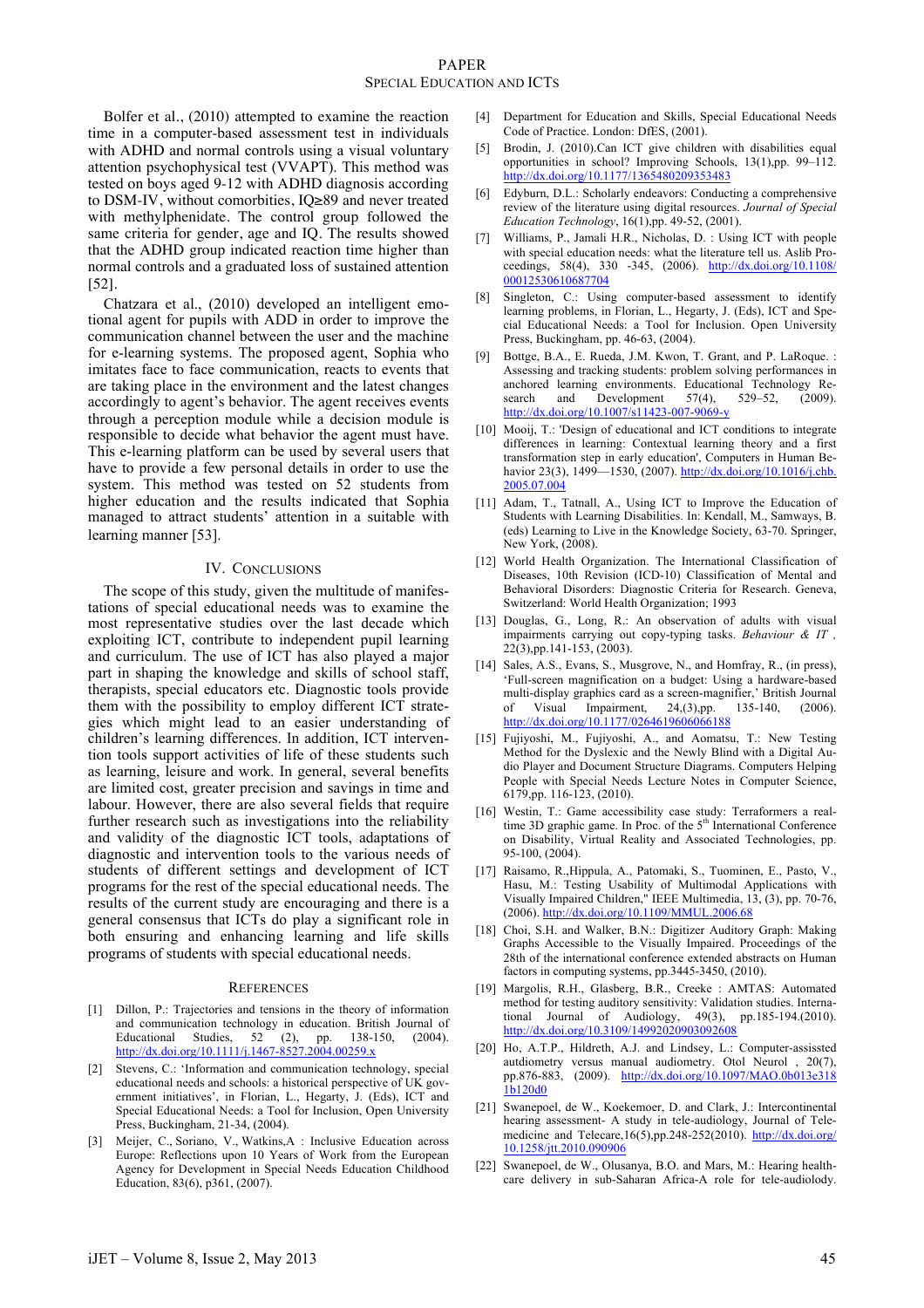Bolfer et al., (2010) attempted to examine the reaction time in a computer-based assessment test in individuals with ADHD and normal controls using a visual voluntary attention psychophysical test (VVAPT). This method was tested on boys aged 9-12 with ADHD diagnosis according to DSM-IV, without comorbities, IQ≥89 and never treated with methylphenidate. The control group followed the same criteria for gender, age and IQ. The results showed that the ADHD group indicated reaction time higher than normal controls and a graduated loss of sustained attention [52].

Chatzara et al., (2010) developed an intelligent emotional agent for pupils with ADD in order to improve the communication channel between the user and the machine for e-learning systems. The proposed agent, Sophia who imitates face to face communication, reacts to events that are taking place in the environment and the latest changes accordingly to agent's behavior. The agent receives events through a perception module while a decision module is responsible to decide what behavior the agent must have. This e-learning platform can be used by several users that have to provide a few personal details in order to use the system. This method was tested on 52 students from higher education and the results indicated that Sophia managed to attract students' attention in a suitable with learning manner [53].

## IV. Conclusions

The scope of this study, given the multitude of manifestations of special educational needs was to examine the most representative studies over the last decade which exploiting ICT, contribute to independent pupil learning and curriculum. The use of ICT has also played a major part in shaping the knowledge and skills of school staff, therapists, special educators etc. Diagnostic tools provide them with the possibility to employ different ICT strategies which might lead to an easier understanding of children's learning differences. In addition, ICT intervention tools support activities of life of these students such as learning, leisure and work. In general, several benefits are limited cost, greater precision and savings in time and labour. However, there are also several fields that require further research such as investigations into the reliability and validity of the diagnostic ICT tools, adaptations of diagnostic and intervention tools to the various needs of students of different settings and development of ICT programs for the rest of the special educational needs. The results of the current study are encouraging and there is a general consensus that ICTs do play a significant role in both ensuring and enhancing learning and life skills programs of students with special educational needs.

## References

[1] Dillon, P.: Trajectories and tensions in the theory of information and communication technology in education. British Journal of Educational Studies, 52 (2), pp. 138-150, (2004). http://dx.doi.org/10.1111/j.1467-8527.2004.00259.x

[2] Stevens, C.: 'Information and communication technology, special educational needs and schools: a historical perspective of UK government initiatives', in Florian, L., Hegarty, J. (Eds), ICT and Special Educational Needs: a Tool for Inclusion, Open University Press, Buckingham, 21-34, (2004).

[3] Meijer, C., Soriano, V., Watkins,A : Inclusive Education across Europe: Reflections upon 10 Years of Work from the European Agency for Development in Special Needs Education Childhood Education, 83(6), p361, (2007).

[4] Department for Education and Skills, Special Educational Needs Code of Practice. London: DfES, (2001).

[5] Brodin, J. (2010).Can ICT give children with disabilities equal opportunities in school? Improving Schools, 13(1),pp. 99–112. http://dx.doi.org/10.1177/1365480209353483

[6] Edyburn, D.L.: Scholarly endeavors: Conducting a comprehensive review of the literature using digital resources. *Journal of Special Education Technology*, 16(1),pp. 49-52, (2001).

[7] Williams, P., Jamali H.R., Nicholas, D. : Using ICT with people with special education needs: what the literature tell us. Aslib Proceedings, 58(4), 330 -345, (2006). http://dx.doi.org/10.1108/00012530610687704

[8] Singleton, C.: Using computer-based assessment to identify learning problems, in Florian, L., Hegarty, J. (Eds), ICT and Special Educational Needs: a Tool for Inclusion. Open University Press, Buckingham, pp. 46-63, (2004).

[9] Bottge, B.A., E. Rueda, J.M. Kwon, T. Grant, and P. LaRoque. : Assessing and tracking students: problem solving performances in anchored learning environments. Educational Technology Research and Development 57(4), 529–52, (2009). http://dx.doi.org/10.1007/s11423-007-9069-y

[10] Mooij, T.: 'Design of educational and ICT conditions to integrate differences in learning: Contextual learning theory and a first transformation step in early education', Computers in Human Behavior 23(3), 1499—1530, (2007). http://dx.doi.org/10.1016/j.chb.2005.07.004

[11] Adam, T., Tatnall, A., Using ICT to Improve the Education of Students with Learning Disabilities. In: Kendall, M., Samways, B. (eds) Learning to Live in the Knowledge Society, 63-70. Springer, New York, (2008).

[12] World Health Organization. The International Classification of Diseases, 10th Revision (ICD-10) Classification of Mental and Behavioral Disorders: Diagnostic Criteria for Research. Geneva, Switzerland: World Health Organization; 1993

[13] Douglas, G., Long, R.: An observation of adults with visual impairments carrying out copy-typing tasks. *Behaviour & IT* , 22(3),pp.141-153, (2003).

[14] Sales, A.S., Evans, S., Musgrove, N., and Homfray, R., (in press), 'Full-screen magnification on a budget: Using a hardware-based multi-display graphics card as a screen-magnifier,' British Journal of Visual Impairment, 24,(3),pp. 135-140, (2006). http://dx.doi.org/10.1177/0264619606066188

[15] Fujiyoshi, M., Fujiyoshi, A., and Aomatsu, T.: New Testing Method for the Dyslexic and the Newly Blind with a Digital Audio Player and Document Structure Diagrams. Computers Helping People with Special Needs Lecture Notes in Computer Science, 6179,pp. 116-123, (2010).

[16] Westin, T.: Game accessibility case study: Terraformers a real-time 3D graphic game. In Proc. of the 5th International Conference on Disability, Virtual Reality and Associated Technologies, pp. 95-100, (2004).

[17] Raisamo, R.,Hippula, A., Patomaki, S., Tuominen, E., Pasto, V., Hasu, M.: Testing Usability of Multimodal Applications with Visually Impaired Children," IEEE Multimedia, 13, (3), pp. 70-76, (2006). http://dx.doi.org/10.1109/MMUL.2006.68

[18] Choi, S.H. and Walker, B.N.: Digitizer Auditory Graph: Making Graphs Accessible to the Visually Impaired. Proceedings of the 28th of the international conference extended abstracts on Human factors in computing systems, pp.3445-3450, (2010).

[19] Margolis, R.H., Glasberg, B.R., Creeke : AMTAS: Automated method for testing auditory sensitivity: Validation studies. International Journal of Audiology, 49(3), pp.185-194.(2010). http://dx.doi.org/10.3109/14992020903092608

[20] Ho, A.T.P., Hildreth, A.J. and Lindsey, L.: Computer-assissted autdiometry versus manual audiometry. Otol Neurol , 20(7), pp.876-883, (2009). http://dx.doi.org/10.1097/MAO.0b013e3181b120d0

[21] Swanepoel, de W., Koekemoer, D. and Clark, J.: Intercontinental hearing assessment- A study in tele-audiology, Journal of Telemedicine and Telecare,16(5),pp.248-252(2010). http://dx.doi.org/10.1258/jtt.2010.090906

[22] Swanepoel, de W., Olusanya, B.O. and Mars, M.: Hearing healthcare delivery in sub-Saharan Africa-A role for tele-audiolody.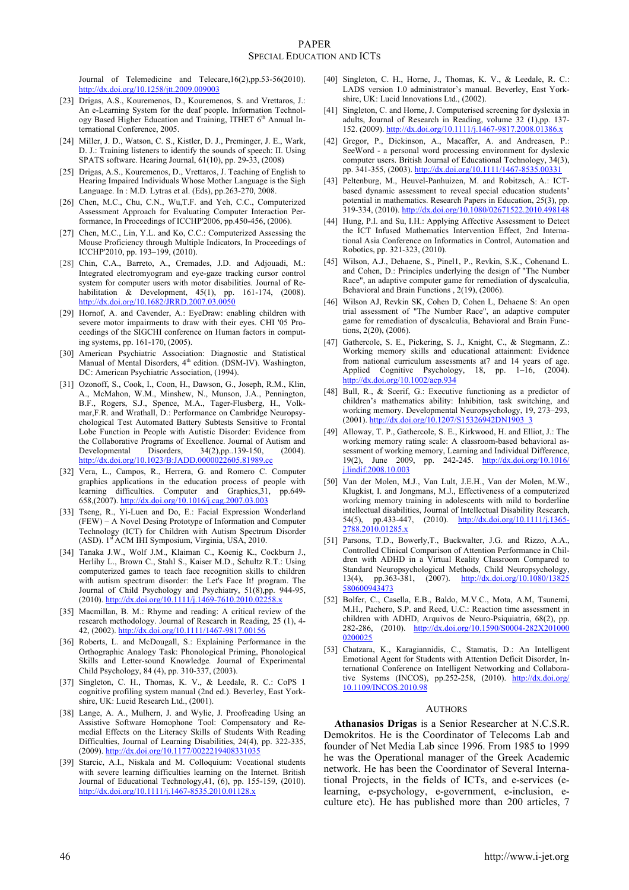Journal of Telemedicine and Telecare,16(2),pp.53-56(2010). http://dx.doi.org/10.1258/jtt.2009.009003

[23] Drigas, A.S., Kouremenos, D., Kouremenos, S. and Vrettaros, J.: An e-Learning System for the deaf people. Information Technology Based Higher Education and Training, ITHET 6th Annual International Conference, 2005.

[24] Miller, J. D., Watson, C. S., Kistler, D. J., Preminger, J. E., Wark, D. J.: Training listeners to identify the sounds of speech: II. Using SPATS software. Hearing Journal, 61(10), pp. 29-33, (2008)

[25] Drigas, A.S., Kouremenos, D., Vrettaros, J. Teaching of English to Hearing Impaired Individuals Whose Mother Language is the Sigh Language. In : M.D. Lytras et al. (Eds), pp.263-270, 2008.

[26] Chen, M.C., Chu, C.N., Wu,T.F. and Yeh, C.C., Computerized Assessment Approach for Evaluating Computer Interaction Performance, In Proceedings of ICCHP'2006, pp.450-456, (2006).

[27] Chen, M.C., Lin, Y.L. and Ko, C.C.: Computerized Assessing the Mouse Proficiency through Multiple Indicators, In Proceedings of ICCHP'2010, pp. 193–199, (2010).

[28] Chin, C.A., Barreto, A., Cremades, J.D. and Adjouadi, M.: Integrated electromyogram and eye-gaze tracking cursor control system for computer users with motor disabilities. Journal of Rehabilitation & Development, 45(1), pp. 161-174, (2008). http://dx.doi.org/10.1682/JRRD.2007.03.0050

[29] Hornof, A. and Cavender, A.: EyeDraw: enabling children with severe motor impairments to draw with their eyes. CHI '05 Proceedings of the SIGCHI conference on Human factors in computing systems, pp. 161-170, (2005).

[30] American Psychiatric Association: Diagnostic and Statistical Manual of Mental Disorders, 4th edition. (DSM-IV). Washington, DC: American Psychiatric Association, (1994).

[31] Ozonoff, S., Cook, I., Coon, H., Dawson, G., Joseph, R.M., Klin, A., McMahon, W.M., Minshew, N., Munson, J.A., Pennington, B.F., Rogers, S.J., Spence, M.A., Tager-Flusberg, H., Volkmar,F.R. and Wrathall, D.: Performance on Cambridge Neuropsychological Test Automated Battery Subtests Sensitive to Frontal Lobe Function in People with Autistic Disorder: Evidence from the Collaborative Programs of Excellence. Journal of Autism and Developmental Disorders, 34(2),pp..139-150, (2004). http://dx.doi.org/10.1023/B:JADD.0000022605.81989.cc

[32] Vera, L., Campos, R., Herrera, G. and Romero C. Computer graphics applications in the education process of people with learning difficulties. Computer and Graphics,31, pp.649-658,(2007). http://dx.doi.org/10.1016/j.cag.2007.03.003

[33] Tseng, R., Yi-Luen and Do, E.: Facial Expression Wonderland (FEW) – A Novel Design Prototype of Information and Computer Technology (ICT) for Children with Autism Spectrum Disorder (ASD). 1st ACM IHI Symposium, Virginia, USA, 2010.

[34] Tanaka J.W., Wolf J.M., Klaiman C., Koenig K., Cockburn J., Herlihy L., Brown C., Stahl S., Kaiser M.D., Schultz R.T.: Using computerized games to teach face recognition skills to children with autism spectrum disorder: the Let's Face It! program. The Journal of Child Psychology and Psychiatry, 51(8),pp. 944-95, (2010). http://dx.doi.org/10.1111/j.1469-7610.2010.02258.x

[35] Macmillan, B. M.: Rhyme and reading: A critical review of the research methodology. Journal of Research in Reading, 25 (1), 4-42, (2002). http://dx.doi.org/10.1111/1467-9817.00156

[36] Roberts, L. and McDougall, S.: Explaining Performance in the Orthographic Analogy Task: Phonological Priming, Phonological Skills and Letter-sound Knowledge. Journal of Experimental Child Psychology, 84 (4), pp. 310-337, (2003).

[37] Singleton, C. H., Thomas, K. V., & Leedale, R. C.: CoPS 1 cognitive profiling system manual (2nd ed.). Beverley, East Yorkshire, UK: Lucid Research Ltd., (2001).

[38] Lange, A. A., Mulhern, J. and Wylie, J. Proofreading Using an Assistive Software Homophone Tool: Compensatory and Remedial Effects on the Literacy Skills of Students With Reading Difficulties, Journal of Learning Disabilities, 24(4), pp. 322-335, (2009). http://dx.doi.org/10.1177/0022219408331035

[39] Starcic, A.I., Niskala and M. Colloquium: Vocational students with severe learning difficulties learning on the Internet. British Journal of Educational Technology,41, (6), pp. 155-159, (2010). http://dx.doi.org/10.1111/j.1467-8535.2010.01128.x

[40] Singleton, C. H., Horne, J., Thomas, K. V., & Leedale, R. C.: LADS version 1.0 administrator's manual. Beverley, East Yorkshire, UK: Lucid Innovations Ltd., (2002).

[41] Singleton, C. and Horne, J. Computerised screening for dyslexia in adults, Journal of Research in Reading, volume 32 (1),pp. 137-152. (2009). http://dx.doi.org/10.1111/j.1467-9817.2008.01386.x

[42] Gregor, P., Dickinson, A., Macaffer, A. and Andreasen, P.: SeeWord - a personal word processing environment for dyslexic computer users. British Journal of Educational Technology, 34(3), pp. 341-355, (2003). http://dx.doi.org/10.1111/1467-8535.00331

[43] Peltenburg, M., Heuvel-Panhuizen, M. and Robitzsch, A.: ICT-based dynamic assessment to reveal special education students' potential in mathematics. Research Papers in Education, 25(3), pp. 319-334, (2010). http://dx.doi.org/10.1080/02671522.2010.498148

[44] Hung, P.I. and Su, I.H.: Applying Affective Assessment to Detect the ICT Infused Mathematics Intervention Effect, 2nd International Asia Conference on Informatics in Control, Automation and Robotics, pp. 321-323, (2010).

[45] Wilson, A.J., Dehaene, S., Pinel1, P., Revkin, S.K., Cohenand L. and Cohen, D.: Principles underlying the design of "The Number Race", an adaptive computer game for remediation of dyscalculia, Behavioral and Brain Functions , 2(19), (2006).

[46] Wilson AJ, Revkin SK, Cohen D, Cohen L, Dehaene S: An open trial assessment of "The Number Race", an adaptive computer game for remediation of dyscalculia, Behavioral and Brain Functions, 2(20), (2006).

[47] Gathercole, S. E., Pickering, S. J., Knight, C., & Stegmann, Z.: Working memory skills and educational attainment: Evidence from national curriculum assessments at7 and 14 years of age. Applied Cognitive Psychology, 18, pp. 1–16, (2004). http://dx.doi.org/10.1002/acp.934

[48] Bull, R., & Scerif, G.: Executive functioning as a predictor of children's mathematics ability: Inhibition, task switching, and working memory. Developmental Neuropsychology, 19, 273–293, (2001). http://dx.doi.org/10.1207/S15326942DN1903_3

[49] Alloway, T. P., Gathercole, S. E., Kirkwood, H. and Elliot, J.: The working memory rating scale: A classroom-based behavioral assessment of working memory, Learning and Individual Difference, 19(2), June 2009, pp. 242-245. http://dx.doi.org/10.1016/j.lindif.2008.10.003

[50] Van der Molen, M.J., Van Lult, J.E.H., Van der Molen, M.W., Klugkist, I. and Jongmans, M.J., Effectiveness of a computerized working memory training in adolescents with mild to borderline intellectual disabilities, Journal of Intellectual Disability Research, 54(5), pp.433-447, (2010). http://dx.doi.org/10.1111/j.1365-2788.2010.01285.x

[51] Parsons, T.D., Bowerly,T., Buckwalter, J.G. and Rizzo, A.A., Controlled Clinical Comparison of Attention Performance in Children with ADHD in a Virtual Reality Classroom Compared to Standard Neuropsychological Methods, Child Neuropsychology, 13(4), pp.363-381, (2007). http://dx.doi.org/10.1080/13825580600943473

[52] Bolfer, C., Casella, E.B., Baldo, M.V.C., Mota, A.M, Tsunemi, M.H., Pachero, S.P. and Reed, U.C.: Reaction time assessment in children with ADHD, Arquivos de Neuro-Psiquiatria, 68(2), pp. 282-286, (2010). http://dx.doi.org/10.1590/S0004-282X2010000200025

[53] Chatzara, K., Karagiannidis, C., Stamatis, D.: An Intelligent Emotional Agent for Students with Attention Deficit Disorder, International Conference on Intelligent Networking and Collaborative Systems (INCOS), pp.252-258, (2010). http://dx.doi.org/10.1109/INCOS.2010.98

## AUTHORS

**Athanasios Drigas** is a Senior Researcher at N.C.S.R. Demokritos. He is the Coordinator of Telecoms Lab and founder of Net Media Lab since 1996. From 1985 to 1999 he was the Operational manager of the Greek Academic network. He has been the Coordinator of Several International Projects, in the fields of ICTs, and e-services (e-learning, e-psychology, e-government, e-inclusion, e-culture etc). He has published more than 200 articles, 7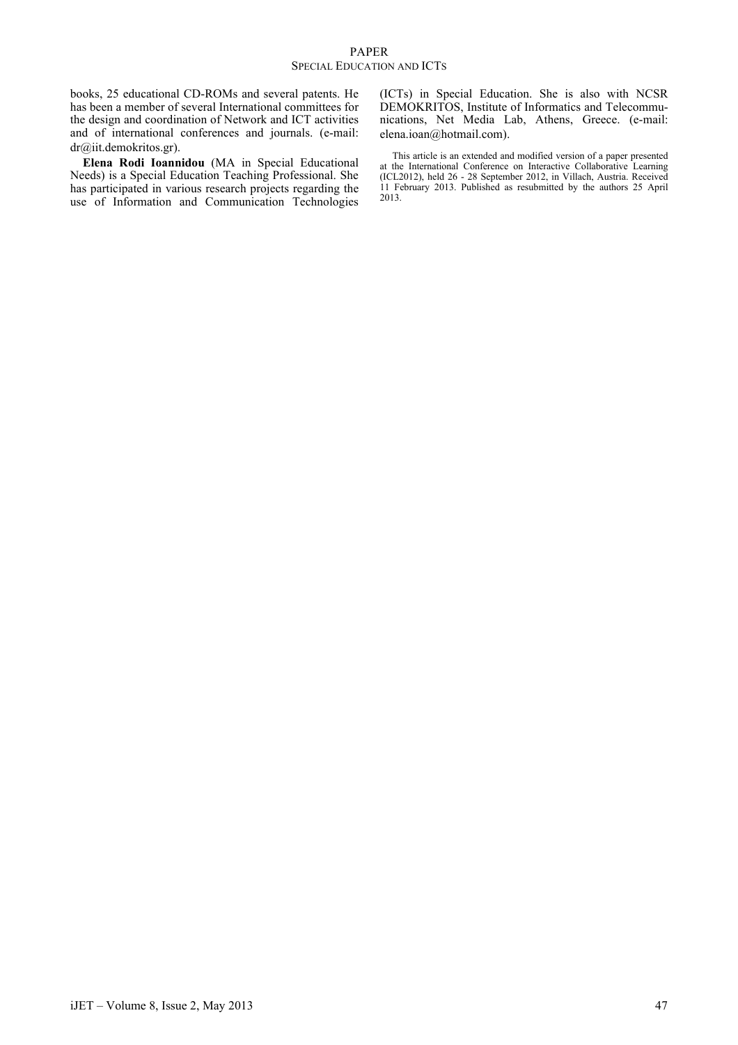books, 25 educational CD-ROMs and several patents. He has been a member of several International committees for the design and coordination of Network and ICT activities and of international conferences and journals. (e-mail: dr@iit.demokritos.gr).

**Elena Rodi Ioannidou** (MA in Special Educational Needs) is a Special Education Teaching Professional. She has participated in various research projects regarding the use of Information and Communication Technologies (ICTs) in Special Education. She is also with NCSR DEMOKRITOS, Institute of Informatics and Telecommunications, Net Media Lab, Athens, Greece. (e-mail: elena.ioan@hotmail.com).

This article is an extended and modified version of a paper presented at the International Conference on Interactive Collaborative Learning (ICL2012), held 26 - 28 September 2012, in Villach, Austria. Received 11 February 2013. Published as resubmitted by the authors 25 April 2013.